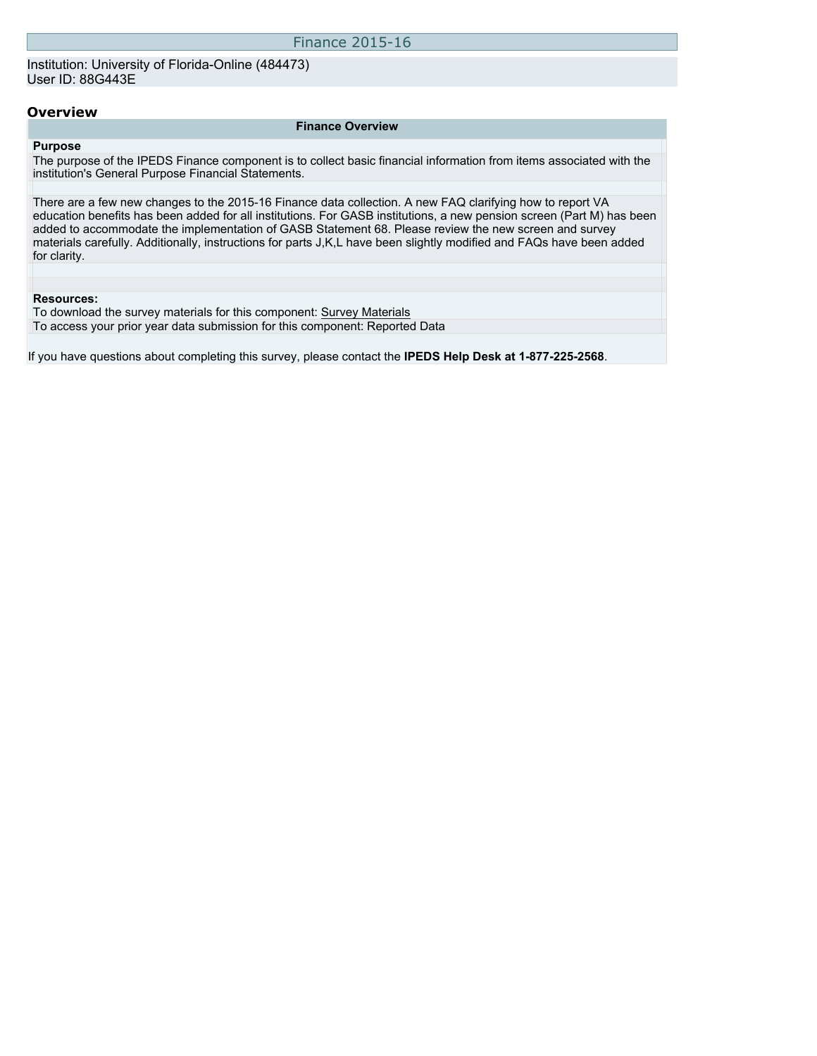# Finance 2015-16

Institution: University of Florida-Online (484473)
User ID: 88G443E

## Overview

### Finance Overview

**Purpose**

The purpose of the IPEDS Finance component is to collect basic financial information from items associated with the institution's General Purpose Financial Statements.

There are a few new changes to the 2015-16 Finance data collection. A new FAQ clarifying how to report VA education benefits has been added for all institutions. For GASB institutions, a new pension screen (Part M) has been added to accommodate the implementation of GASB Statement 68. Please review the new screen and survey materials carefully. Additionally, instructions for parts J,K,L have been slightly modified and FAQs have been added for clarity.

**Resources:**

To download the survey materials for this component: Survey Materials

To access your prior year data submission for this component: Reported Data

If you have questions about completing this survey, please contact the **IPEDS Help Desk at 1-877-225-2568**.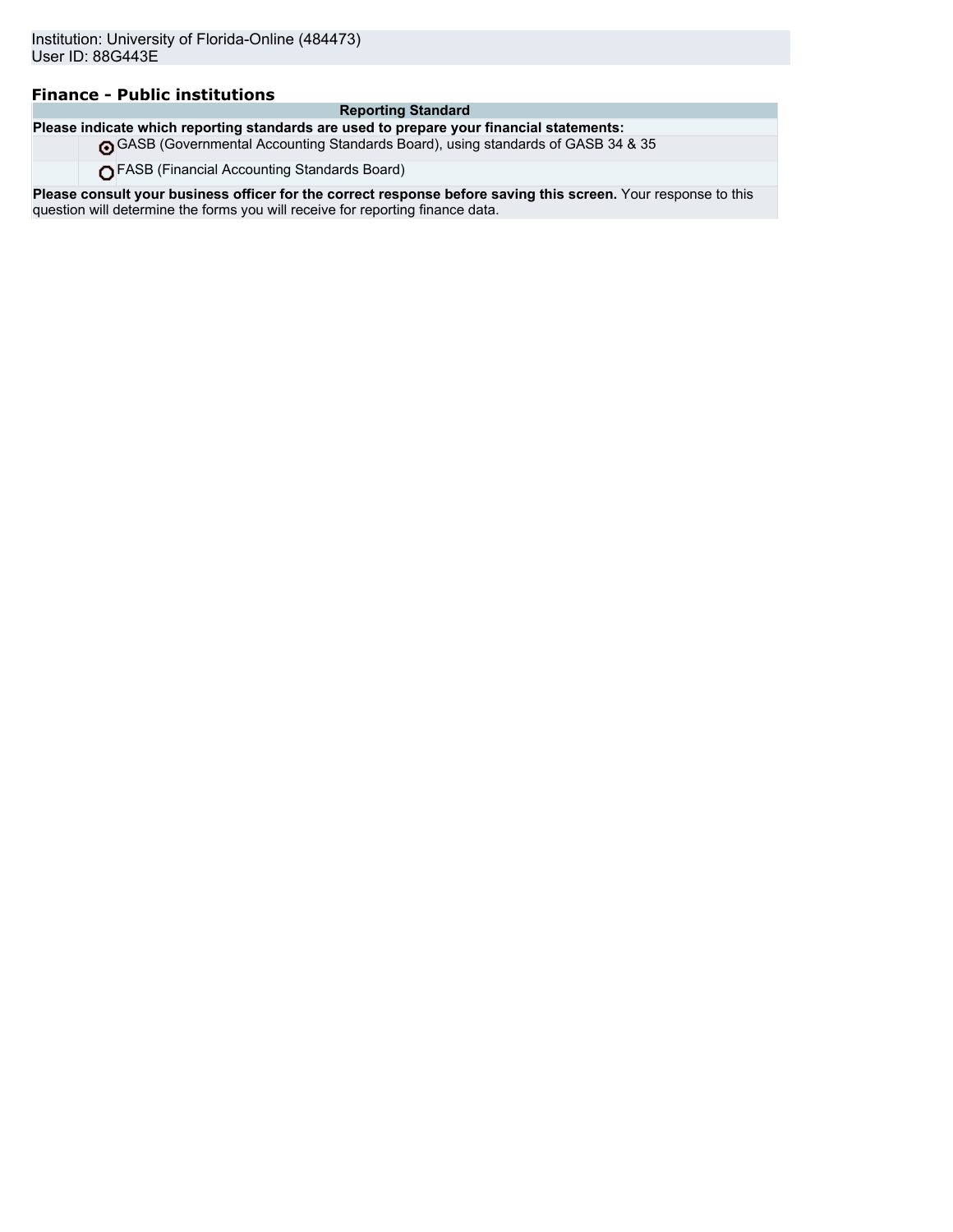Institution: University of Florida-Online (484473)
User ID: 88G443E

### Finance - Public institutions

| Reporting Standard | |
|---|---|
| **Please indicate which reporting standards are used to prepare your financial statements:** | |
| ◉ | GASB (Governmental Accounting Standards Board), using standards of GASB 34 & 35 |
| ○ | FASB (Financial Accounting Standards Board) |
| **Please consult your business officer for the correct response before saving this screen.** Your response to this question will determine the forms you will receive for reporting finance data. | |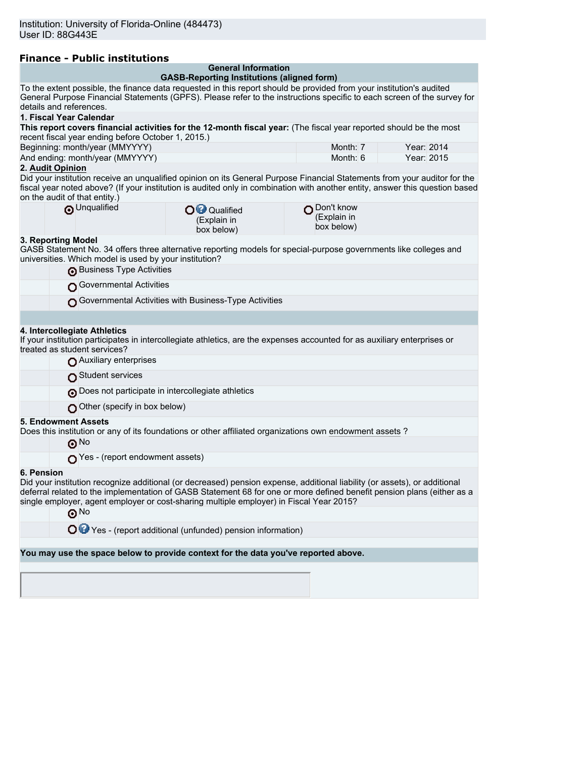Institution: University of Florida-Online (484473)
User ID: 88G443E

## Finance - Public institutions

**General Information**
**GASB-Reporting Institutions (aligned form)**

To the extent possible, the finance data requested in this report should be provided from your institution's audited General Purpose Financial Statements (GPFS). Please refer to the instructions specific to each screen of the survey for details and references.

**1. Fiscal Year Calendar**

**This report covers financial activities for the 12-month fiscal year:** (The fiscal year reported should be the most recent fiscal year ending before October 1, 2015.)

| | | |
|---|---|---|
| Beginning: month/year (MMYYYY) | Month: 7 | Year: 2014 |
| And ending: month/year (MMYYYY) | Month: 6 | Year: 2015 |

**2. Audit Opinion**

Did your institution receive an unqualified opinion on its General Purpose Financial Statements from your auditor for the fiscal year noted above? (If your institution is audited only in combination with another entity, answer this question based on the audit of that entity.)

- (●) Unqualified
- ( ) Qualified (Explain in box below)
- ( ) Don't know (Explain in box below)

**3. Reporting Model**

GASB Statement No. 34 offers three alternative reporting models for special-purpose governments like colleges and universities. Which model is used by your institution?

- (●) Business Type Activities
- ( ) Governmental Activities
- ( ) Governmental Activities with Business-Type Activities

**4. Intercollegiate Athletics**

If your institution participates in intercollegiate athletics, are the expenses accounted for as auxiliary enterprises or treated as student services?

- ( ) Auxiliary enterprises
- ( ) Student services
- (●) Does not participate in intercollegiate athletics
- ( ) Other (specify in box below)

**5. Endowment Assets**

Does this institution or any of its foundations or other affiliated organizations own endowment assets ?

- (●) No
- ( ) Yes - (report endowment assets)

**6. Pension**

Did your institution recognize additional (or decreased) pension expense, additional liability (or assets), or additional deferral related to the implementation of GASB Statement 68 for one or more defined benefit pension plans (either as a single employer, agent employer or cost-sharing multiple employer) in Fiscal Year 2015?

- (●) No
- ( ) Yes - (report additional (unfunded) pension information)

**You may use the space below to provide context for the data you've reported above.**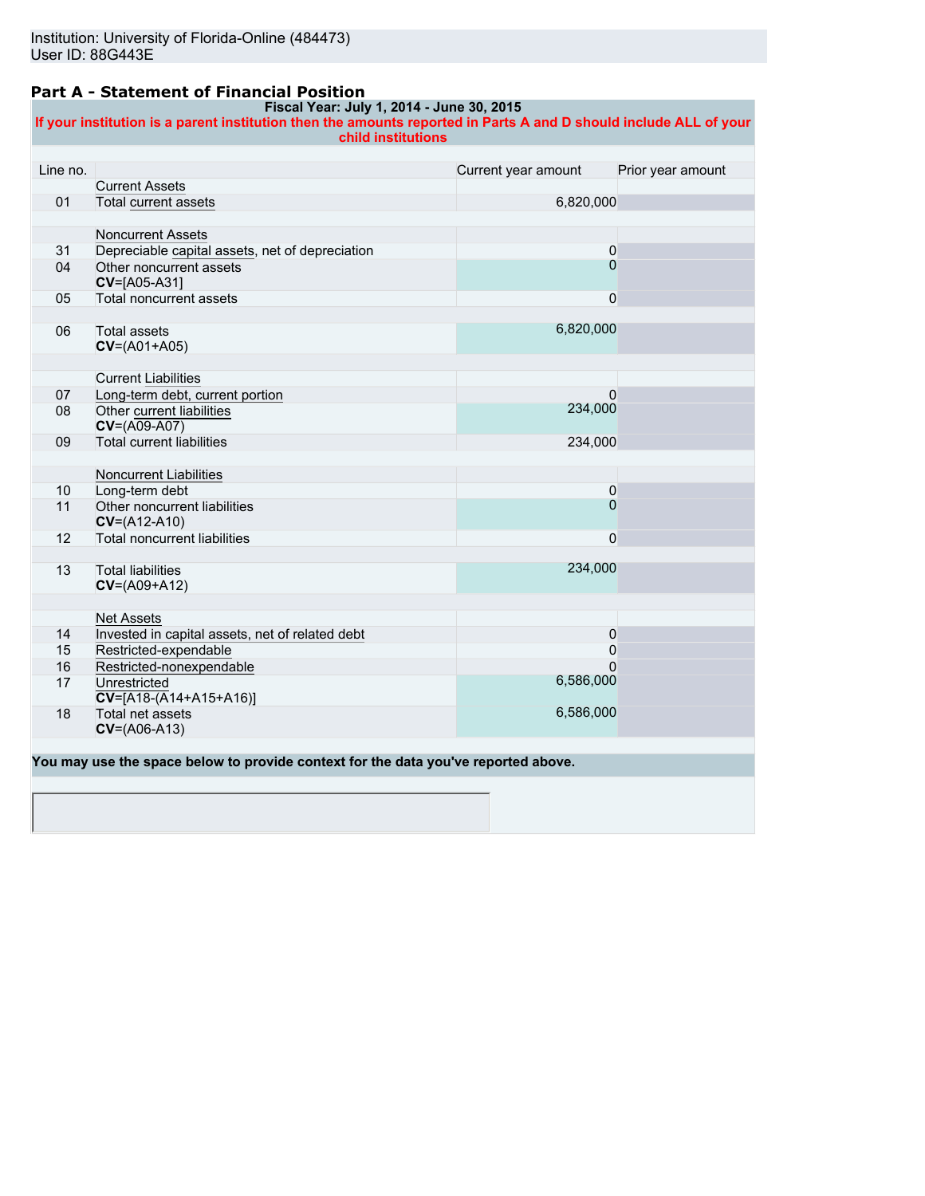Institution: University of Florida-Online (484473)
User ID: 88G443E

## Part A - Statement of Financial Position

**Fiscal Year: July 1, 2014 - June 30, 2015**

**If your institution is a parent institution then the amounts reported in Parts A and D should include ALL of your child institutions**

| Line no. | | Current year amount | Prior year amount |
|---|---|---|---|
| | Current Assets | | |
| 01 | Total current assets | 6,820,000 | |
| | Noncurrent Assets | | |
| 31 | Depreciable capital assets, net of depreciation | 0 | |
| 04 | Other noncurrent assets **CV**=[A05-A31] | 0 | |
| 05 | Total noncurrent assets | 0 | |
| 06 | Total assets **CV**=(A01+A05) | 6,820,000 | |
| | Current Liabilities | | |
| 07 | Long-term debt, current portion | 0 | |
| 08 | Other current liabilities **CV**=(A09-A07) | 234,000 | |
| 09 | Total current liabilities | 234,000 | |
| | Noncurrent Liabilities | | |
| 10 | Long-term debt | 0 | |
| 11 | Other noncurrent liabilities **CV**=(A12-A10) | 0 | |
| 12 | Total noncurrent liabilities | 0 | |
| 13 | Total liabilities **CV**=(A09+A12) | 234,000 | |
| | Net Assets | | |
| 14 | Invested in capital assets, net of related debt | 0 | |
| 15 | Restricted-expendable | 0 | |
| 16 | Restricted-nonexpendable | 0 | |
| 17 | Unrestricted **CV**=[A18-(A14+A15+A16)] | 6,586,000 | |
| 18 | Total net assets **CV**=(A06-A13) | 6,586,000 | |

**You may use the space below to provide context for the data you've reported above.**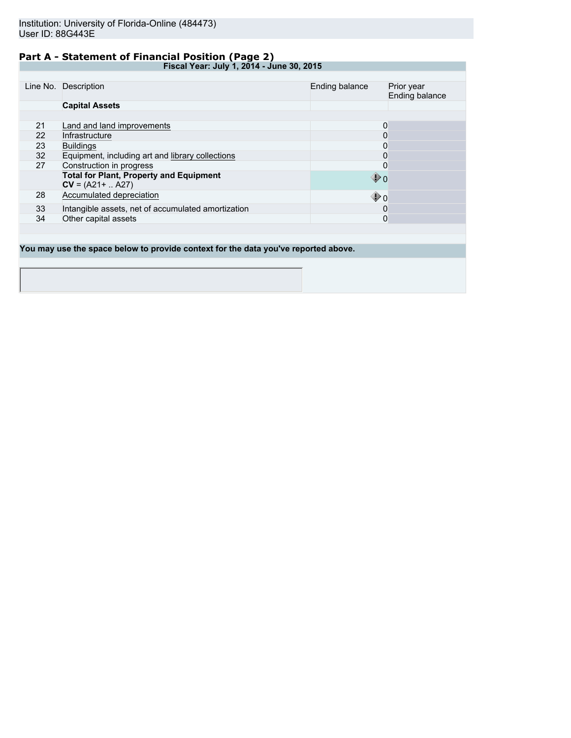Institution: University of Florida-Online (484473)
User ID: 88G443E

## Part A - Statement of Financial Position (Page 2)

**Fiscal Year: July 1, 2014 - June 30, 2015**

| Line No. | Description | Ending balance | Prior year Ending balance |
|---|---|---|---|
| | **Capital Assets** | | |
| 21 | Land and land improvements | 0 | |
| 22 | Infrastructure | 0 | |
| 23 | Buildings | 0 | |
| 32 | Equipment, including art and library collections | 0 | |
| 27 | Construction in progress | 0 | |
| | **Total for Plant, Property and Equipment** **CV** = (A21+ .. A27) | 0 | |
| 28 | Accumulated depreciation | 0 | |
| 33 | Intangible assets, net of accumulated amortization | 0 | |
| 34 | Other capital assets | 0 | |

**You may use the space below to provide context for the data you've reported above.**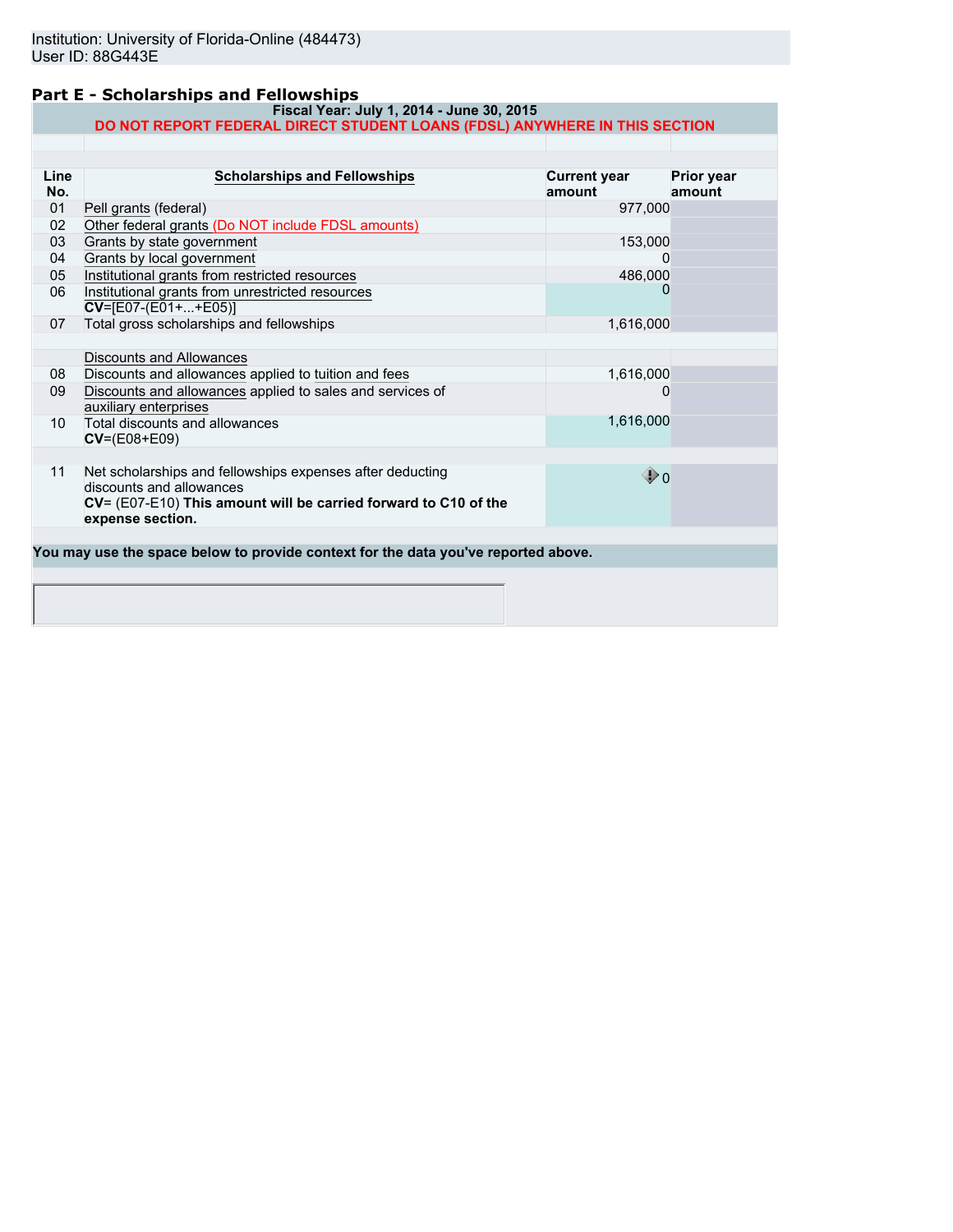Institution: University of Florida-Online (484473)
User ID: 88G443E

## Part E - Scholarships and Fellowships

**Fiscal Year: July 1, 2014 - June 30, 2015**

**DO NOT REPORT FEDERAL DIRECT STUDENT LOANS (FDSL) ANYWHERE IN THIS SECTION**

| Line No. | Scholarships and Fellowships | Current year amount | Prior year amount |
|---|---|---|---|
| 01 | Pell grants (federal) | 977,000 | |
| 02 | Other federal grants (Do NOT include FDSL amounts) | | |
| 03 | Grants by state government | 153,000 | |
| 04 | Grants by local government | 0 | |
| 05 | Institutional grants from restricted resources | 486,000 | |
| 06 | Institutional grants from unrestricted resources **CV**=[E07-(E01+...+E05)] | 0 | |
| 07 | Total gross scholarships and fellowships | 1,616,000 | |
| | Discounts and Allowances | | |
| 08 | Discounts and allowances applied to tuition and fees | 1,616,000 | |
| 09 | Discounts and allowances applied to sales and services of auxiliary enterprises | 0 | |
| 10 | Total discounts and allowances **CV**=(E08+E09) | 1,616,000 | |
| 11 | Net scholarships and fellowships expenses after deducting discounts and allowances **CV**= (E07-E10) **This amount will be carried forward to C10 of the expense section.** | 0 | |

**You may use the space below to provide context for the data you've reported above.**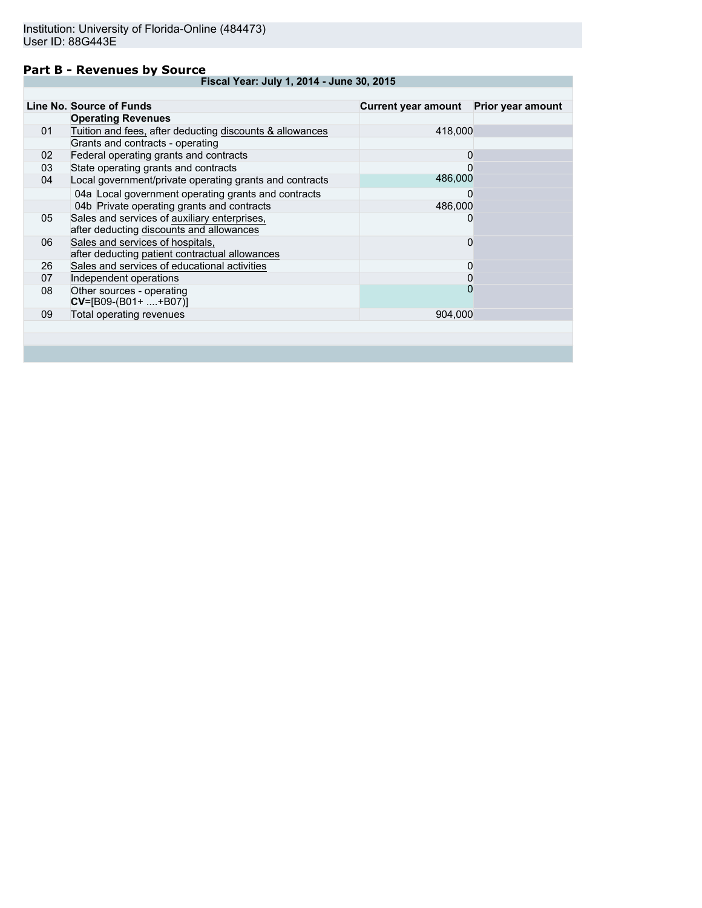Institution: University of Florida-Online (484473)
User ID: 88G443E

## Part B - Revenues by Source

| Fiscal Year: July 1, 2014 - June 30, 2015 | | | |
|---|---|---|---|
| **Line No.** | **Source of Funds** | **Current year amount** | **Prior year amount** |
| | **Operating Revenues** | | |
| 01 | Tuition and fees, after deducting discounts & allowances | 418,000 | |
| | Grants and contracts - operating | | |
| 02 | Federal operating grants and contracts | 0 | |
| 03 | State operating grants and contracts | 0 | |
| 04 | Local government/private operating grants and contracts | 486,000 | |
| | 04a Local government operating grants and contracts | 0 | |
| | 04b Private operating grants and contracts | 486,000 | |
| 05 | Sales and services of auxiliary enterprises, after deducting discounts and allowances | 0 | |
| 06 | Sales and services of hospitals, after deducting patient contractual allowances | 0 | |
| 26 | Sales and services of educational activities | 0 | |
| 07 | Independent operations | 0 | |
| 08 | Other sources - operating **CV**=[B09-(B01+ ....+B07)] | 0 | |
| 09 | Total operating revenues | 904,000 | |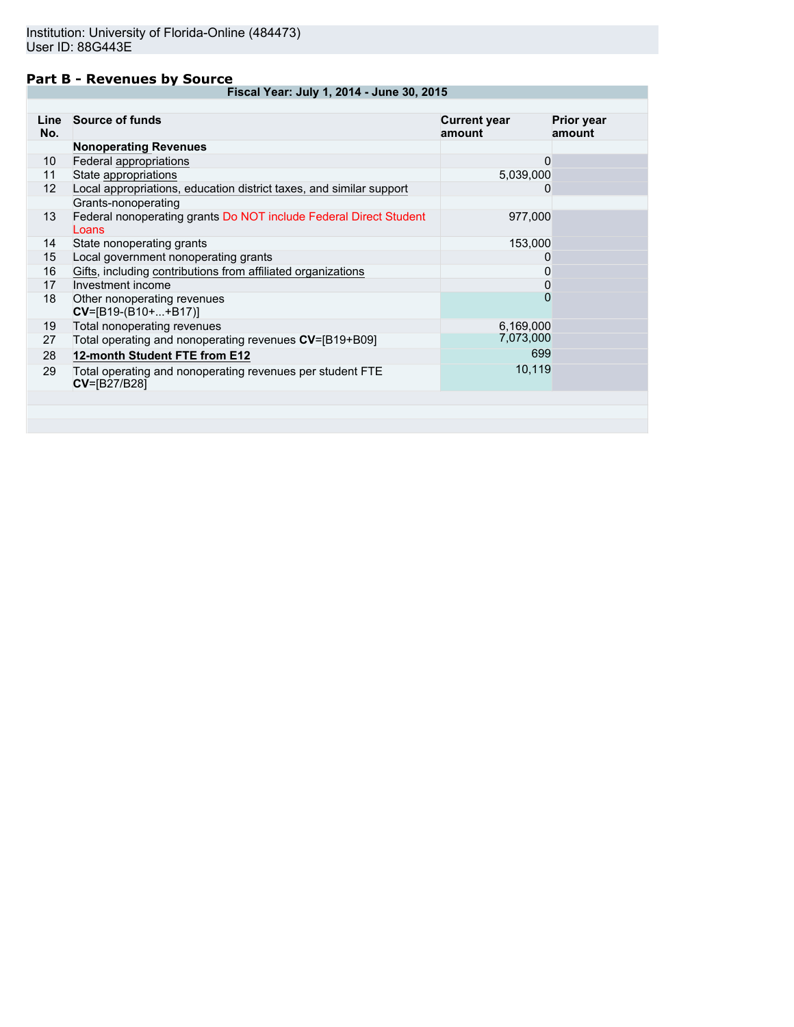Institution: University of Florida-Online (484473)
User ID: 88G443E

## Part B - Revenues by Source

| Line No. | Source of funds | Current year amount | Prior year amount |
|---|---|---|---|
| | **Fiscal Year: July 1, 2014 - June 30, 2015** | | |
| | **Nonoperating Revenues** | | |
| 10 | Federal appropriations | 0 | |
| 11 | State appropriations | 5,039,000 | |
| 12 | Local appropriations, education district taxes, and similar support | 0 | |
| | Grants-nonoperating | | |
| 13 | Federal nonoperating grants Do NOT include Federal Direct Student Loans | 977,000 | |
| 14 | State nonoperating grants | 153,000 | |
| 15 | Local government nonoperating grants | 0 | |
| 16 | Gifts, including contributions from affiliated organizations | 0 | |
| 17 | Investment income | 0 | |
| 18 | Other nonoperating revenues **CV**=[B19-(B10+...+B17)] | 0 | |
| 19 | Total nonoperating revenues | 6,169,000 | |
| 27 | Total operating and nonoperating revenues **CV**=[B19+B09] | 7,073,000 | |
| 28 | **12-month Student FTE from E12** | 699 | |
| 29 | Total operating and nonoperating revenues per student FTE **CV**=[B27/B28] | 10,119 | |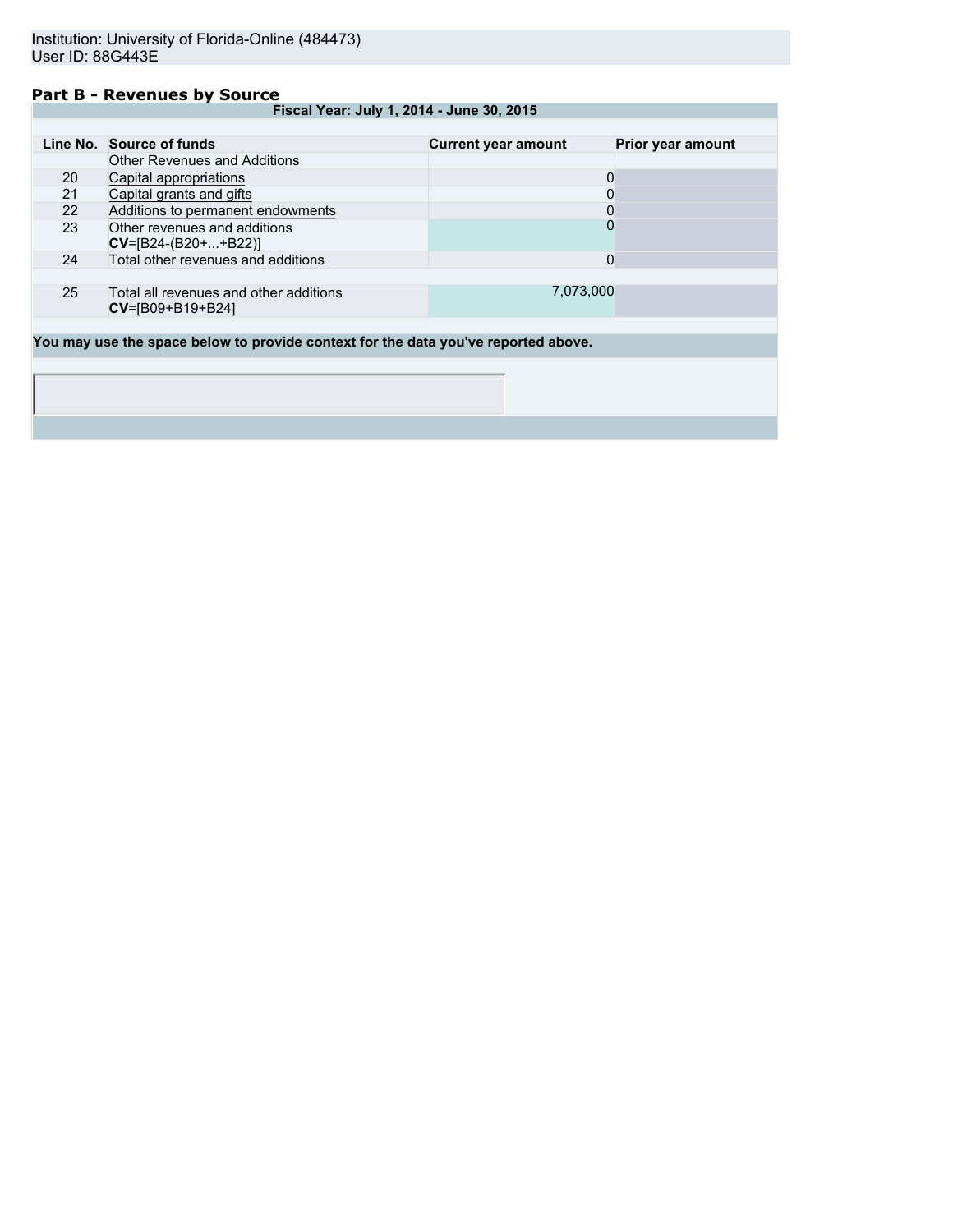Institution: University of Florida-Online (484473)
User ID: 88G443E

## Part B - Revenues by Source

| Fiscal Year: July 1, 2014 - June 30, 2015 | | | |
|---|---|---|---|
| **Line No.** | **Source of funds** | **Current year amount** | **Prior year amount** |
| | Other Revenues and Additions | | |
| 20 | Capital appropriations | 0 | |
| 21 | Capital grants and gifts | 0 | |
| 22 | Additions to permanent endowments | 0 | |
| 23 | Other revenues and additions **CV**=[B24-(B20+...+B22)] | 0 | |
| 24 | Total other revenues and additions | 0 | |
| 25 | Total all revenues and other additions **CV**=[B09+B19+B24] | 7,073,000 | |

**You may use the space below to provide context for the data you've reported above.**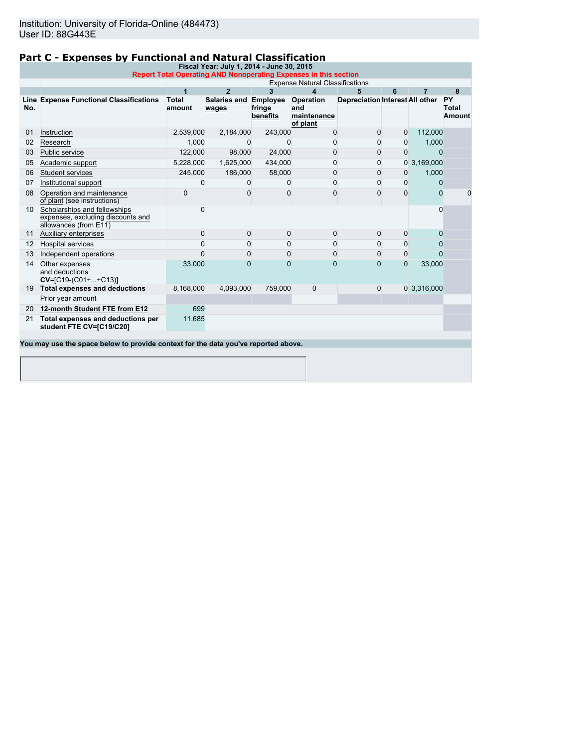Institution: University of Florida-Online (484473)
User ID: 88G443E

## Part C - Expenses by Functional and Natural Classification

**Fiscal Year: July 1, 2014 - June 30, 2015**

**Report Total Operating AND Nonoperating Expenses in this section**

| | | Expense Natural Classifications | | | | | | | |
|---|---|---|---|---|---|---|---|---|---|
| | | 1 | 2 | 3 | 4 | 5 | 6 | 7 | 8 |
| Line No. | Expense Functional Classifications | Total amount | Salaries and wages | Employee fringe benefits | Operation and maintenance of plant | Depreciation | Interest | All other | PY Total Amount |
| 01 | Instruction | 2,539,000 | 2,184,000 | 243,000 | 0 | 0 | 0 | 112,000 | |
| 02 | Research | 1,000 | 0 | 0 | 0 | 0 | 0 | 1,000 | |
| 03 | Public service | 122,000 | 98,000 | 24,000 | 0 | 0 | 0 | 0 | |
| 05 | Academic support | 5,228,000 | 1,625,000 | 434,000 | 0 | 0 | 0 | 3,169,000 | |
| 06 | Student services | 245,000 | 186,000 | 58,000 | 0 | 0 | 0 | 1,000 | |
| 07 | Institutional support | 0 | 0 | 0 | 0 | 0 | 0 | 0 | |
| 08 | Operation and maintenance of plant (see instructions) | 0 | 0 | 0 | 0 | 0 | 0 | 0 | 0 |
| 10 | Scholarships and fellowships expenses, excluding discounts and allowances (from E11) | 0 | | | | | | 0 | |
| 11 | Auxiliary enterprises | 0 | 0 | 0 | 0 | 0 | 0 | 0 | |
| 12 | Hospital services | 0 | 0 | 0 | 0 | 0 | 0 | 0 | |
| 13 | Independent operations | 0 | 0 | 0 | 0 | 0 | 0 | 0 | |
| 14 | Other expenses and deductions **CV**=[C19-(C01+...+C13)] | 33,000 | 0 | 0 | 0 | 0 | 0 | 33,000 | |
| 19 | **Total expenses and deductions** | 8,168,000 | 4,093,000 | 759,000 | 0 | 0 | 0 | 3,316,000 | |
| | Prior year amount | | | | | | | | |
| 20 | **12-month Student FTE from E12** | 699 | | | | | | | |
| 21 | **Total expenses and deductions per student FTE CV=[C19/C20]** | 11,685 | | | | | | | |

**You may use the space below to provide context for the data you've reported above.**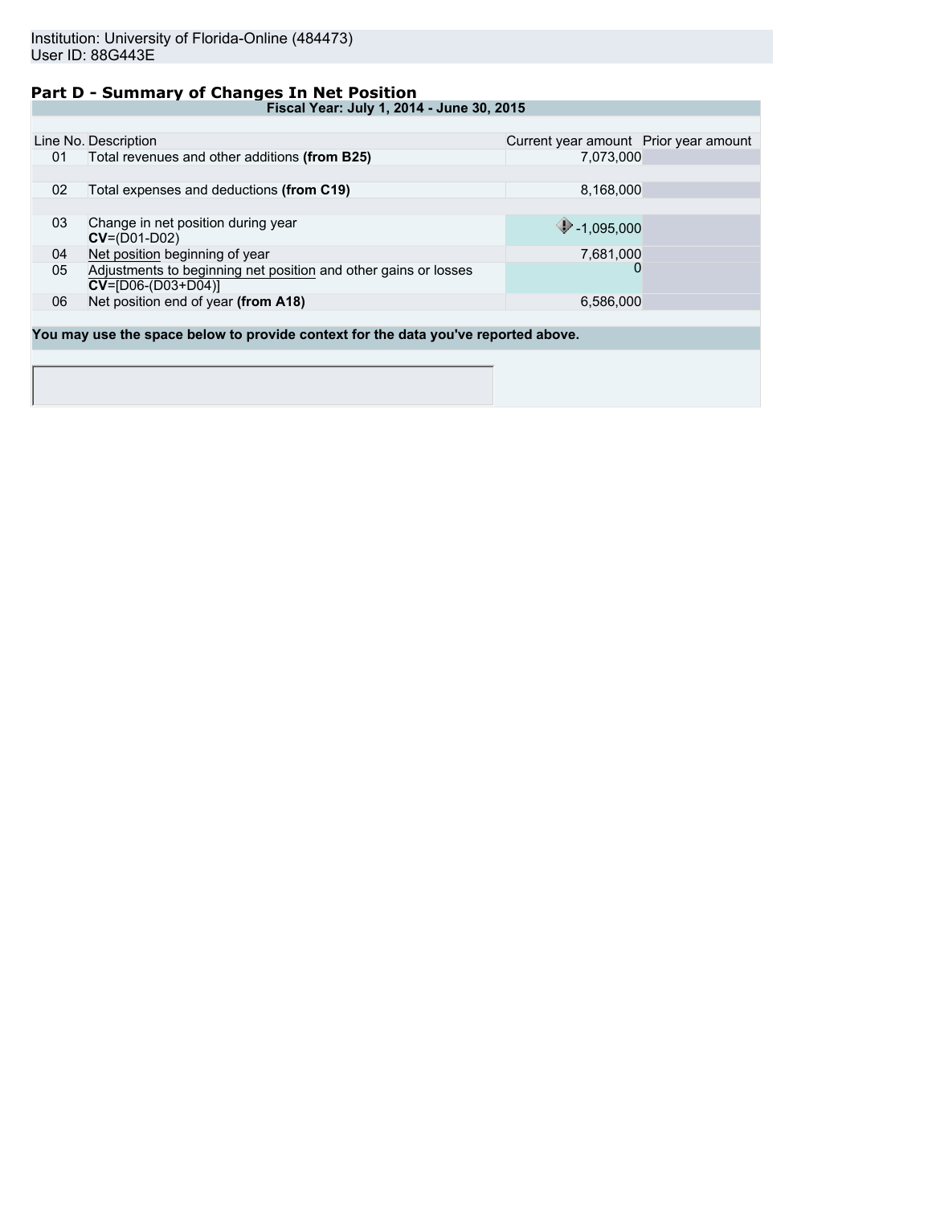Institution: University of Florida-Online (484473)
User ID: 88G443E

## Part D - Summary of Changes In Net Position

| Fiscal Year: July 1, 2014 - June 30, 2015 | | | |
|---|---|---|---|
| Line No. | Description | Current year amount | Prior year amount |
| 01 | Total revenues and other additions **(from B25)** | 7,073,000 | |
| 02 | Total expenses and deductions **(from C19)** | 8,168,000 | |
| 03 | Change in net position during year **CV**=(D01-D02) | -1,095,000 | |
| 04 | Net position beginning of year | 7,681,000 | |
| 05 | Adjustments to beginning net position and other gains or losses **CV**=[D06-(D03+D04)] | 0 | |
| 06 | Net position end of year **(from A18)** | 6,586,000 | |

**You may use the space below to provide context for the data you've reported above.**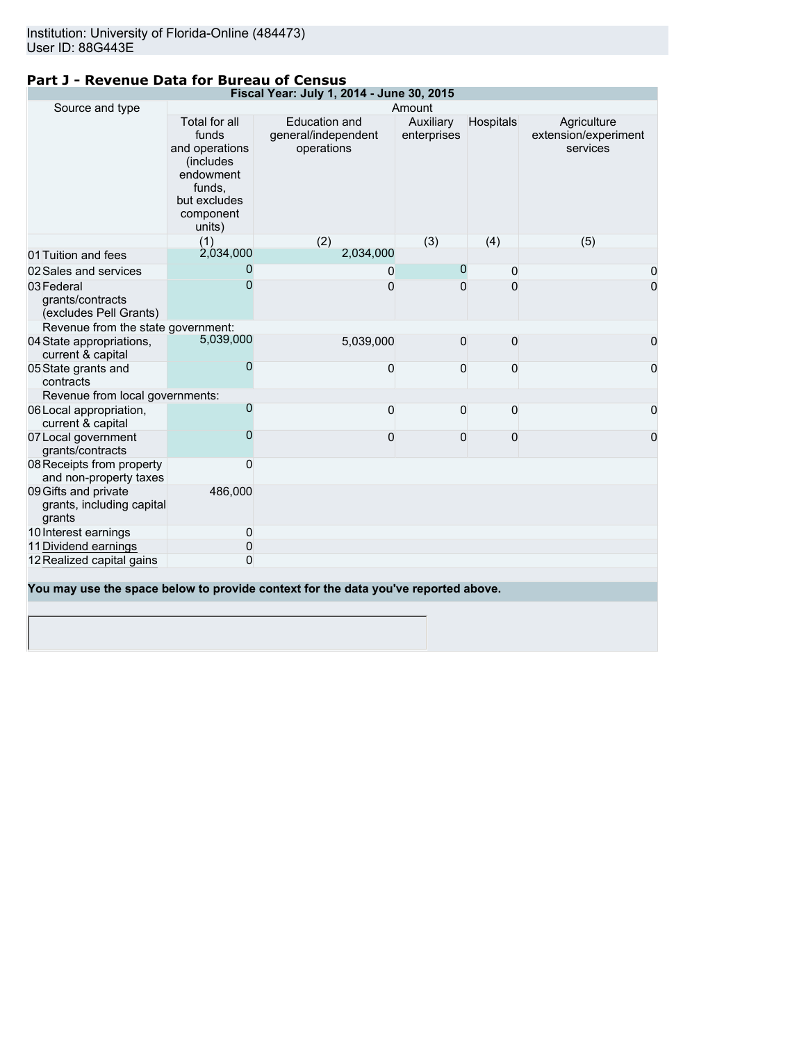Institution: University of Florida-Online (484473)
User ID: 88G443E

## Part J - Revenue Data for Bureau of Census

| Fiscal Year: July 1, 2014 - June 30, 2015 | | | | | |
|---|---|---|---|---|---|
| Source and type | Amount | | | | |
| | Total for all funds and operations (includes endowment funds, but excludes component units) | Education and general/independent operations | Auxiliary enterprises | Hospitals | Agriculture extension/experiment services |
| | (1) | (2) | (3) | (4) | (5) |
| 01 Tuition and fees | 2,034,000 | 2,034,000 | | | |
| 02 Sales and services | 0 | 0 | 0 | 0 | 0 |
| 03 Federal grants/contracts (excludes Pell Grants) | 0 | 0 | 0 | 0 | 0 |
| Revenue from the state government: | | | | | |
| 04 State appropriations, current & capital | 5,039,000 | 5,039,000 | 0 | 0 | 0 |
| 05 State grants and contracts | 0 | 0 | 0 | 0 | 0 |
| Revenue from local governments: | | | | | |
| 06 Local appropriation, current & capital | 0 | 0 | 0 | 0 | 0 |
| 07 Local government grants/contracts | 0 | 0 | 0 | 0 | 0 |
| 08 Receipts from property and non-property taxes | 0 | | | | |
| 09 Gifts and private grants, including capital grants | 486,000 | | | | |
| 10 Interest earnings | 0 | | | | |
| 11 Dividend earnings | 0 | | | | |
| 12 Realized capital gains | 0 | | | | |

**You may use the space below to provide context for the data you've reported above.**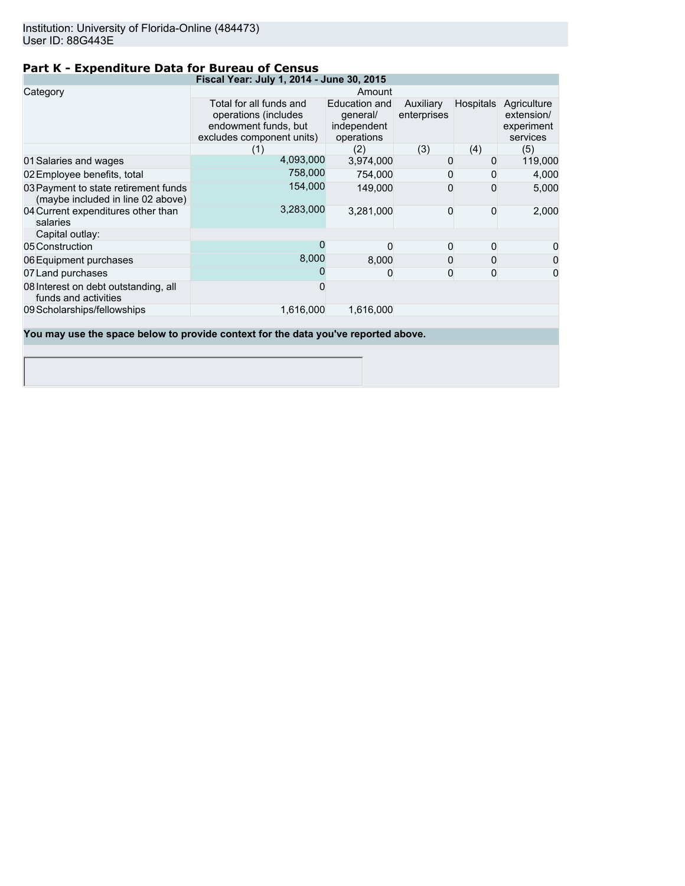Institution: University of Florida-Online (484473)
User ID: 88G443E

## Part K - Expenditure Data for Bureau of Census

| Fiscal Year: July 1, 2014 - June 30, 2015 | | | | | | |
|---|---|---|---|---|---|---|
| Category | | Amount | | | | |
| | | Total for all funds and operations (includes endowment funds, but excludes component units) | Education and general/ independent operations | Auxiliary enterprises | Hospitals | Agriculture extension/ experiment services |
| | | (1) | (2) | (3) | (4) | (5) |
| 01 | Salaries and wages | 4,093,000 | 3,974,000 | 0 | 0 | 119,000 |
| 02 | Employee benefits, total | 758,000 | 754,000 | 0 | 0 | 4,000 |
| 03 | Payment to state retirement funds (maybe included in line 02 above) | 154,000 | 149,000 | 0 | 0 | 5,000 |
| 04 | Current expenditures other than salaries | 3,283,000 | 3,281,000 | 0 | 0 | 2,000 |
| | Capital outlay: | | | | | |
| 05 | Construction | 0 | 0 | 0 | 0 | 0 |
| 06 | Equipment purchases | 8,000 | 8,000 | 0 | 0 | 0 |
| 07 | Land purchases | 0 | 0 | 0 | 0 | 0 |
| 08 | Interest on debt outstanding, all funds and activities | 0 | | | | |
| 09 | Scholarships/fellowships | 1,616,000 | 1,616,000 | | | |

**You may use the space below to provide context for the data you've reported above.**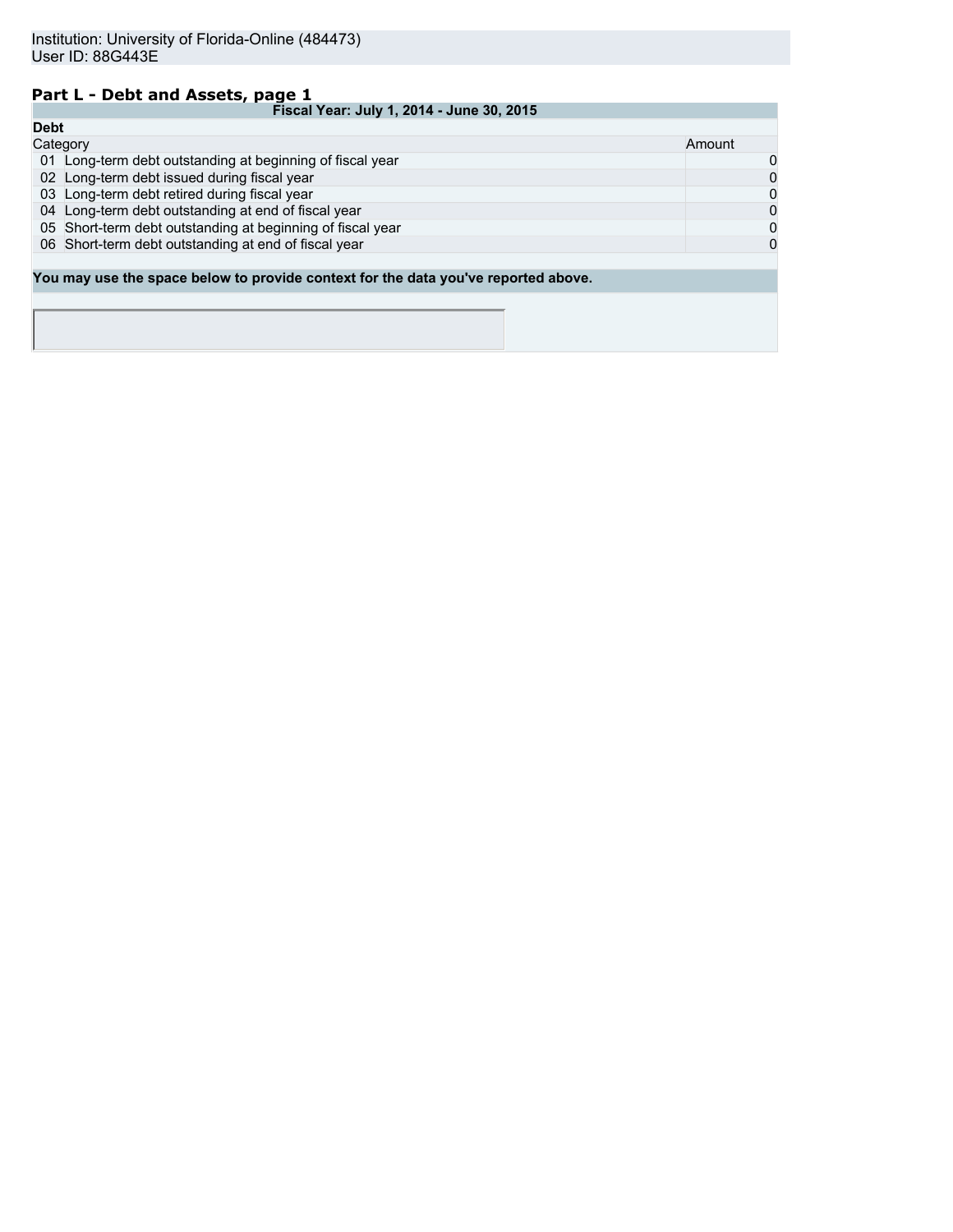Institution: University of Florida-Online (484473)
User ID: 88G443E

## Part L - Debt and Assets, page 1

| Fiscal Year: July 1, 2014 - June 30, 2015 | | |
|---|---|---|
| **Debt** | | |
| Category | | Amount |
| 01 | Long-term debt outstanding at beginning of fiscal year | 0 |
| 02 | Long-term debt issued during fiscal year | 0 |
| 03 | Long-term debt retired during fiscal year | 0 |
| 04 | Long-term debt outstanding at end of fiscal year | 0 |
| 05 | Short-term debt outstanding at beginning of fiscal year | 0 |
| 06 | Short-term debt outstanding at end of fiscal year | 0 |

**You may use the space below to provide context for the data you've reported above.**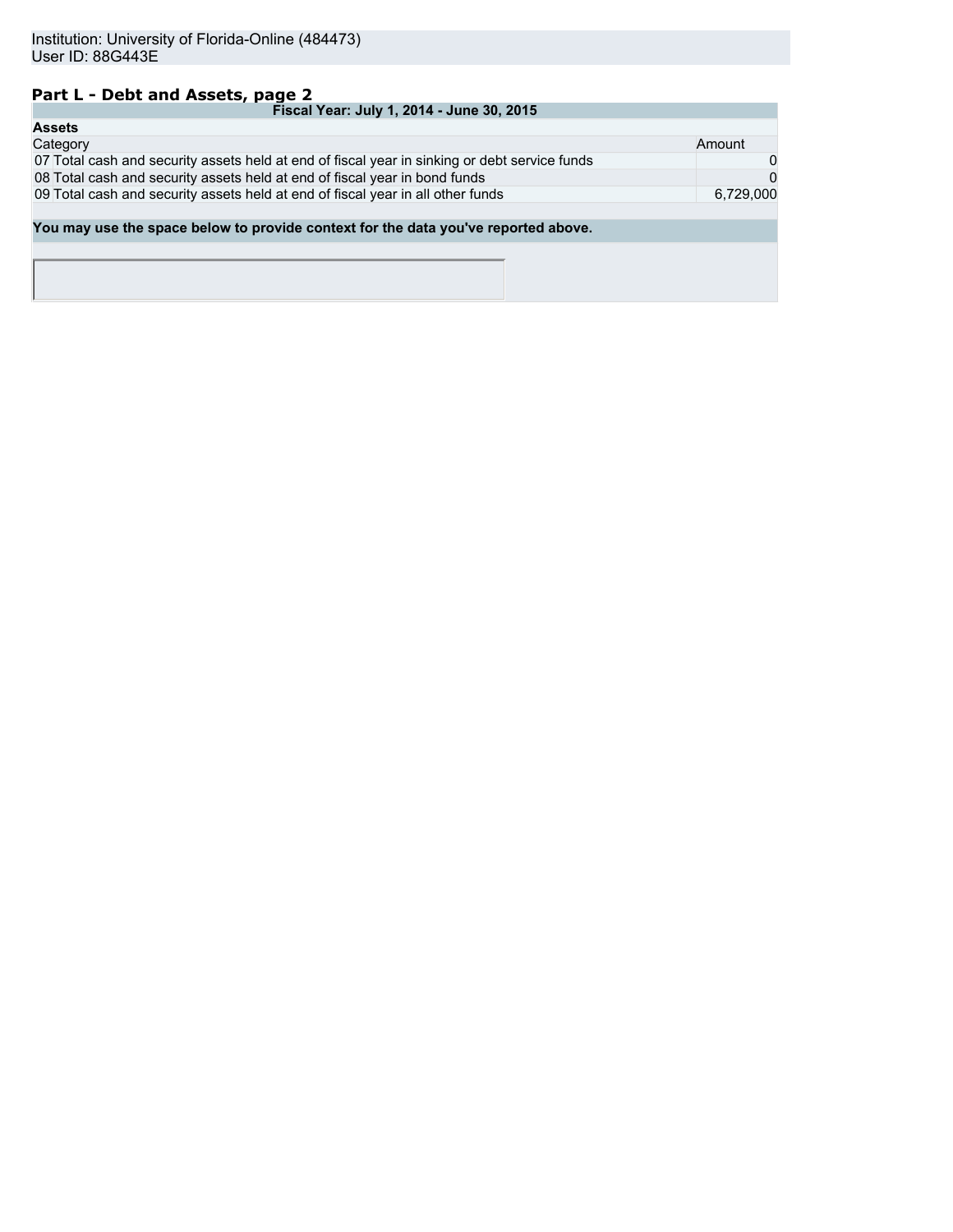Institution: University of Florida-Online (484473)
User ID: 88G443E

## Part L - Debt and Assets, page 2

| Fiscal Year: July 1, 2014 - June 30, 2015 | | |
|---|---|---|
| **Assets** | | |
| Category | | Amount |
| 07 | Total cash and security assets held at end of fiscal year in sinking or debt service funds | 0 |
| 08 | Total cash and security assets held at end of fiscal year in bond funds | 0 |
| 09 | Total cash and security assets held at end of fiscal year in all other funds | 6,729,000 |

**You may use the space below to provide context for the data you've reported above.**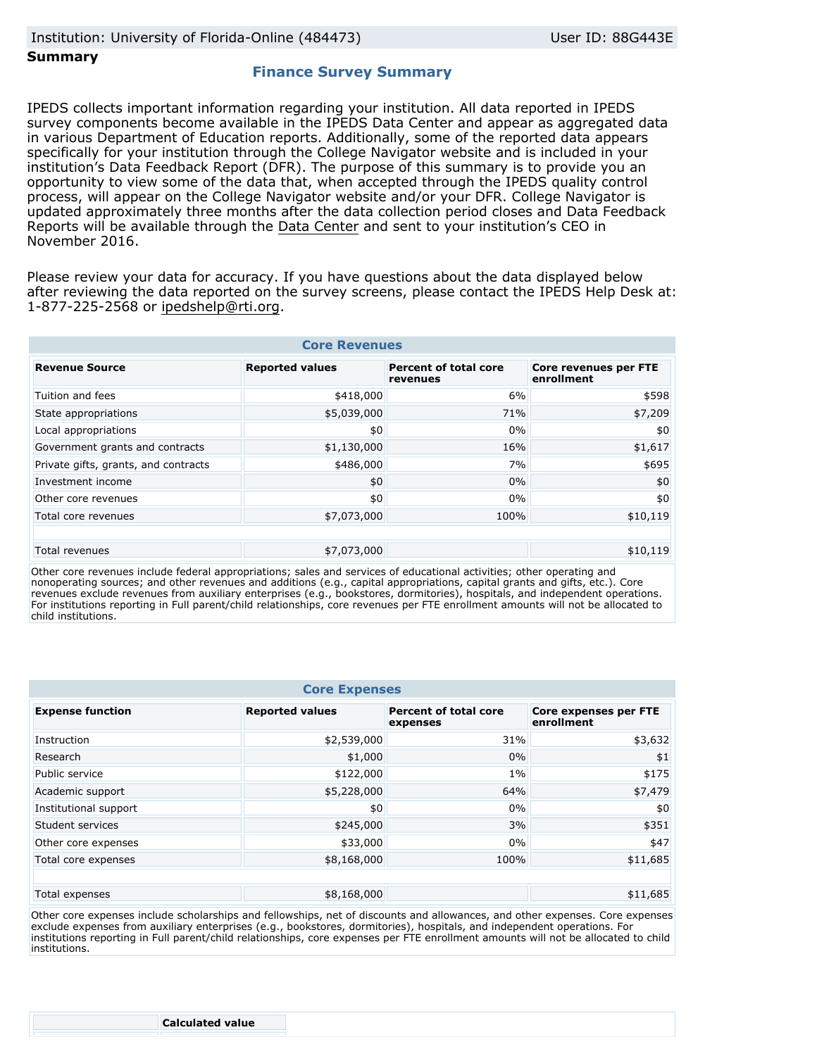Institution: University of Florida-Online (484473) User ID: 88G443E

**Summary**

## Finance Survey Summary

IPEDS collects important information regarding your institution. All data reported in IPEDS survey components become available in the IPEDS Data Center and appear as aggregated data in various Department of Education reports. Additionally, some of the reported data appears specifically for your institution through the College Navigator website and is included in your institution's Data Feedback Report (DFR). The purpose of this summary is to provide you an opportunity to view some of the data that, when accepted through the IPEDS quality control process, will appear on the College Navigator website and/or your DFR. College Navigator is updated approximately three months after the data collection period closes and Data Feedback Reports will be available through the Data Center and sent to your institution's CEO in November 2016.

Please review your data for accuracy. If you have questions about the data displayed below after reviewing the data reported on the survey screens, please contact the IPEDS Help Desk at: 1-877-225-2568 or ipedshelp@rti.org.

### Core Revenues

| Revenue Source | Reported values | Percent of total core revenues | Core revenues per FTE enrollment |
|---|---|---|---|
| Tuition and fees | $418,000 | 6% | $598 |
| State appropriations | $5,039,000 | 71% | $7,209 |
| Local appropriations | $0 | 0% | $0 |
| Government grants and contracts | $1,130,000 | 16% | $1,617 |
| Private gifts, grants, and contracts | $486,000 | 7% | $695 |
| Investment income | $0 | 0% | $0 |
| Other core revenues | $0 | 0% | $0 |
| Total core revenues | $7,073,000 | 100% | $10,119 |
| | | | |
| Total revenues | $7,073,000 | | $10,119 |

Other core revenues include federal appropriations; sales and services of educational activities; other operating and nonoperating sources; and other revenues and additions (e.g., capital appropriations, capital grants and gifts, etc.). Core revenues exclude revenues from auxiliary enterprises (e.g., bookstores, dormitories), hospitals, and independent operations. For institutions reporting in Full parent/child relationships, core revenues per FTE enrollment amounts will not be allocated to child institutions.

### Core Expenses

| Expense function | Reported values | Percent of total core expenses | Core expenses per FTE enrollment |
|---|---|---|---|
| Instruction | $2,539,000 | 31% | $3,632 |
| Research | $1,000 | 0% | $1 |
| Public service | $122,000 | 1% | $175 |
| Academic support | $5,228,000 | 64% | $7,479 |
| Institutional support | $0 | 0% | $0 |
| Student services | $245,000 | 3% | $351 |
| Other core expenses | $33,000 | 0% | $47 |
| Total core expenses | $8,168,000 | 100% | $11,685 |
| | | | |
| Total expenses | $8,168,000 | | $11,685 |

Other core expenses include scholarships and fellowships, net of discounts and allowances, and other expenses. Core expenses exclude expenses from auxiliary enterprises (e.g., bookstores, dormitories), hospitals, and independent operations. For institutions reporting in Full parent/child relationships, core expenses per FTE enrollment amounts will not be allocated to child institutions.

| | Calculated value |
|---|---|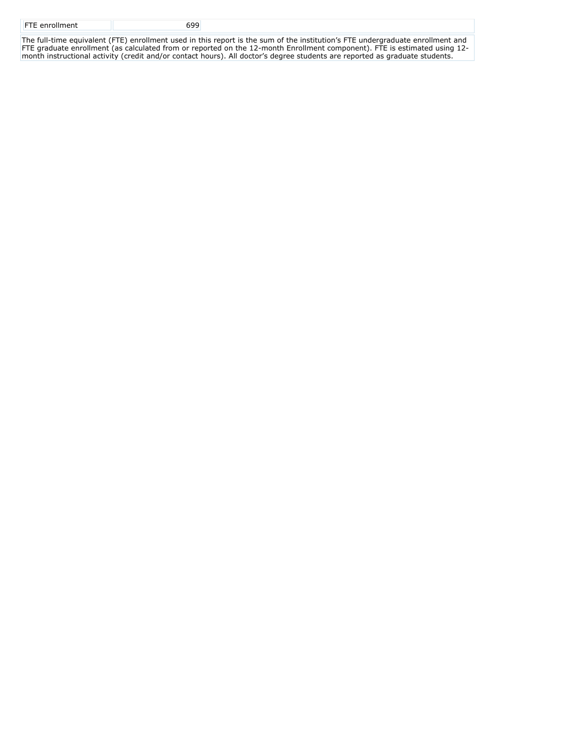| FTE enrollment | 699 |
| --- | --- |

The full-time equivalent (FTE) enrollment used in this report is the sum of the institution's FTE undergraduate enrollment and FTE graduate enrollment (as calculated from or reported on the 12-month Enrollment component). FTE is estimated using 12-month instructional activity (credit and/or contact hours). All doctor's degree students are reported as graduate students.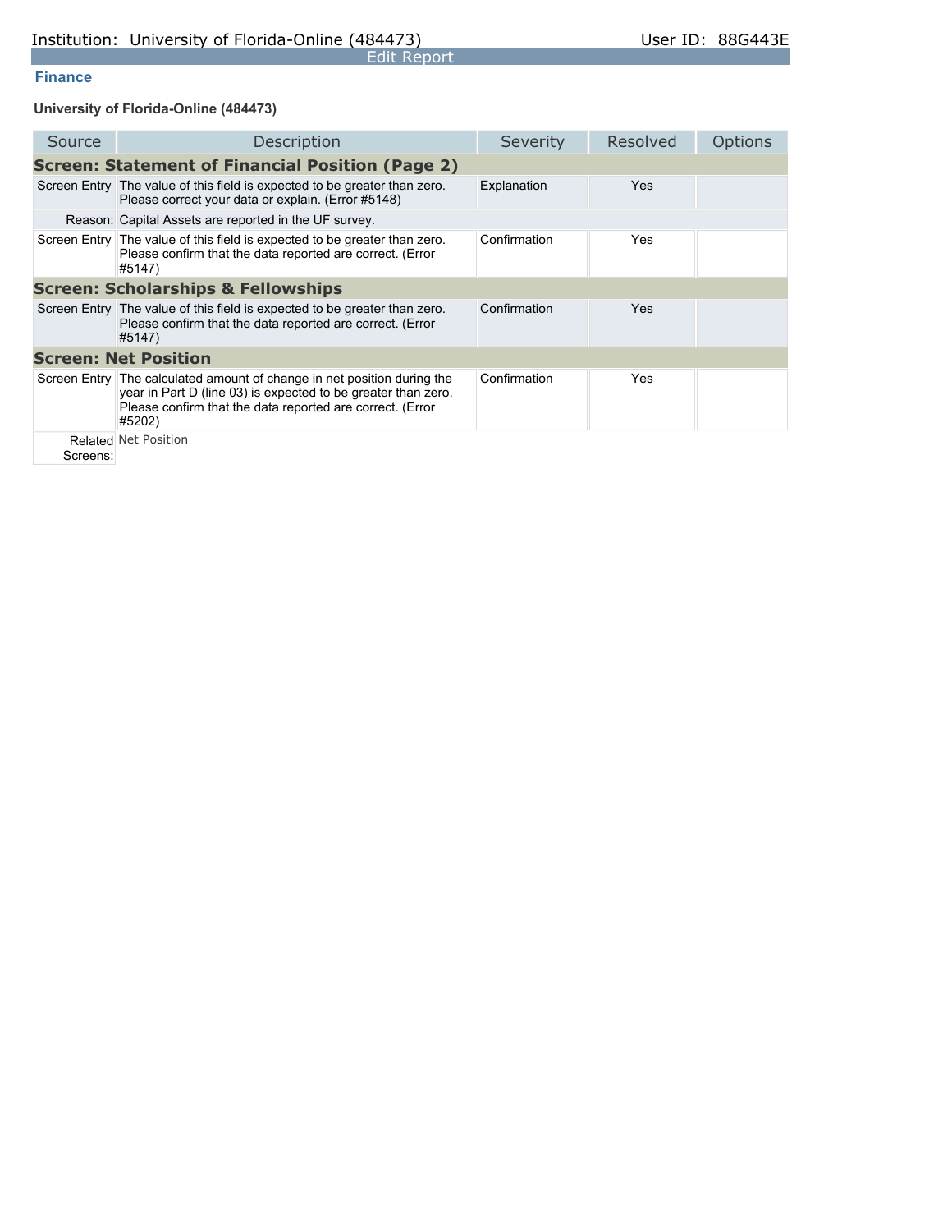Institution: University of Florida-Online (484473) User ID: 88G443E

Edit Report

## Finance

**University of Florida-Online (484473)**

| Source | Description | Severity | Resolved | Options |
|---|---|---|---|---|
| **Screen: Statement of Financial Position (Page 2)** | | | | |
| Screen Entry | The value of this field is expected to be greater than zero. Please correct your data or explain. (Error #5148) | Explanation | Yes | |
| Reason: | Capital Assets are reported in the UF survey. | | | |
| Screen Entry | The value of this field is expected to be greater than zero. Please confirm that the data reported are correct. (Error #5147) | Confirmation | Yes | |
| **Screen: Scholarships & Fellowships** | | | | |
| Screen Entry | The value of this field is expected to be greater than zero. Please confirm that the data reported are correct. (Error #5147) | Confirmation | Yes | |
| **Screen: Net Position** | | | | |
| Screen Entry | The calculated amount of change in net position during the year in Part D (line 03) is expected to be greater than zero. Please confirm that the data reported are correct. (Error #5202) | Confirmation | Yes | |
| Related Screens: | Net Position | | | |